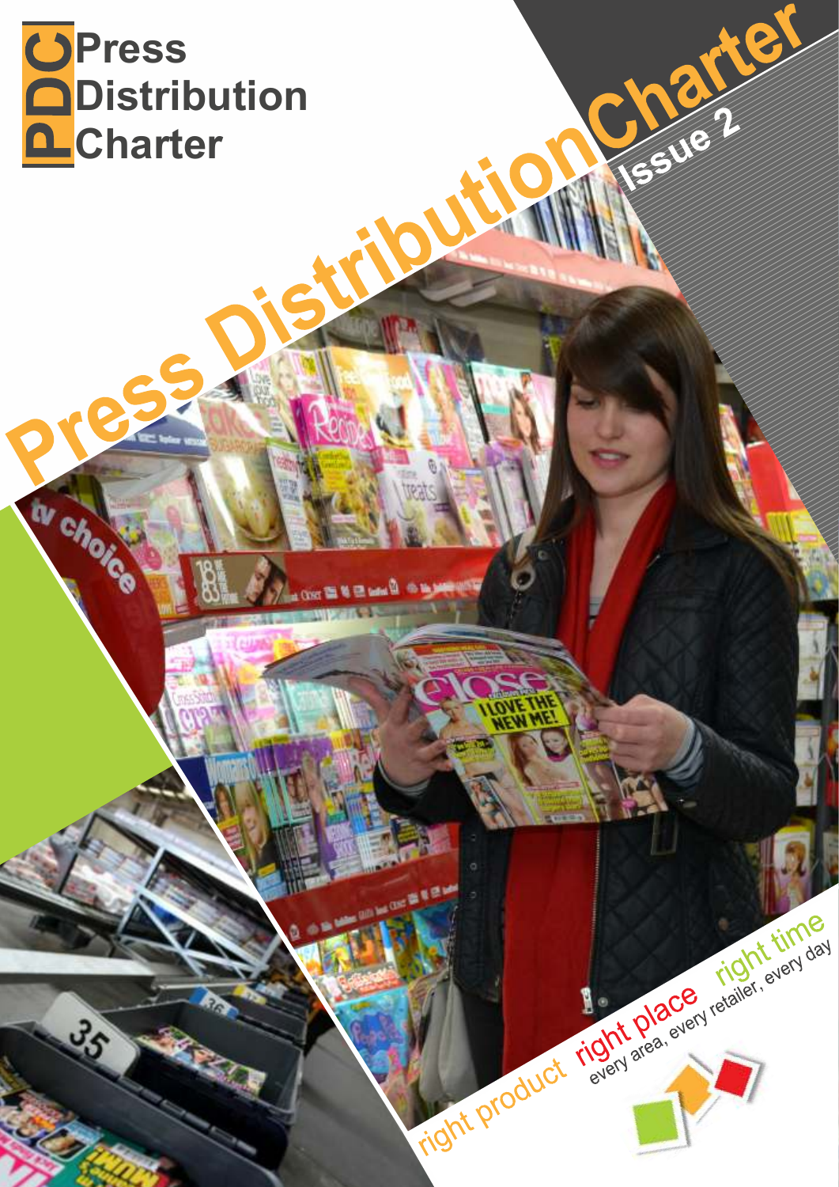# PDC Press Distribution Charter

# Press Distribution Charter

## Issue 2

right product right place right time

every area, every retailer, every day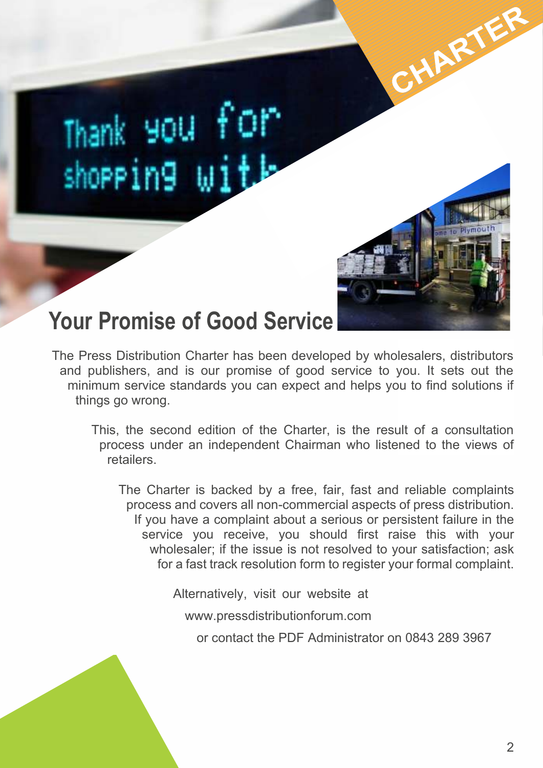CHARTER

# Your Promise of Good Service

The Press Distribution Charter has been developed by wholesalers, distributors and publishers, and is our promise of good service to you. It sets out the minimum service standards you can expect and helps you to find solutions if things go wrong.

This, the second edition of the Charter, is the result of a consultation process under an independent Chairman who listened to the views of retailers.

The Charter is backed by a free, fair, fast and reliable complaints process and covers all non-commercial aspects of press distribution. If you have a complaint about a serious or persistent failure in the service you receive, you should first raise this with your wholesaler; if the issue is not resolved to your satisfaction; ask for a fast track resolution form to register your formal complaint.

Alternatively, visit our website at

www.pressdistributionforum.com

or contact the PDF Administrator on 0843 289 3967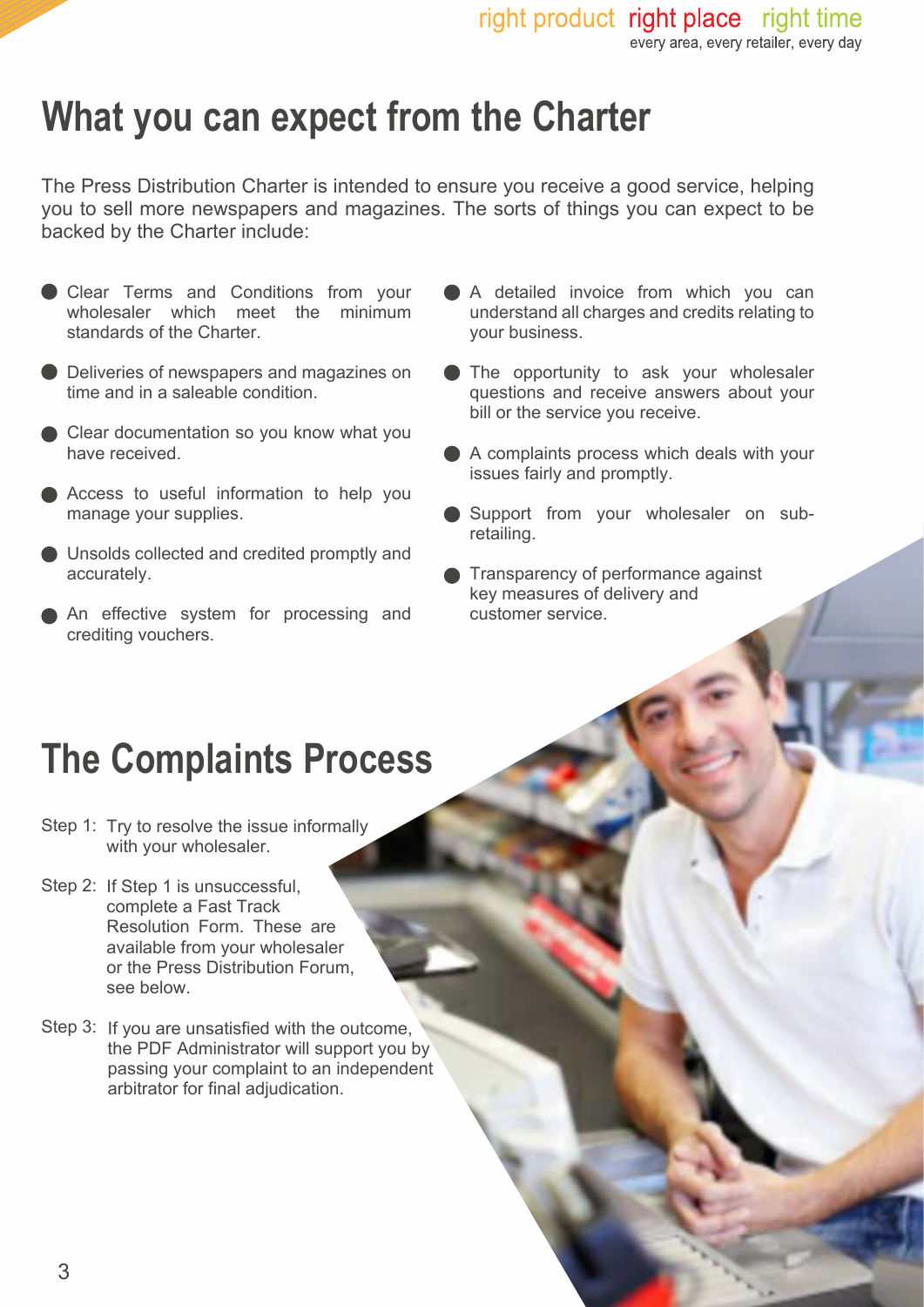# What you can expect from the Charter

The Press Distribution Charter is intended to ensure you receive a good service, helping you to sell more newspapers and magazines. The sorts of things you can expect to be backed by the Charter include:

- Clear Terms and Conditions from your wholesaler which meet the minimum standards of the Charter.
- Deliveries of newspapers and magazines on time and in a saleable condition.
- Clear documentation so you know what you have received.
- Access to useful information to help you manage your supplies.
- Unsolds collected and credited promptly and accurately.
- An effective system for processing and crediting vouchers.
- A detailed invoice from which you can understand all charges and credits relating to your business.
- The opportunity to ask your wholesaler questions and receive answers about your bill or the service you receive.
- A complaints process which deals with your issues fairly and promptly.
- Support from your wholesaler on sub-retailing.
- Transparency of performance against key measures of delivery and customer service.

# The Complaints Process

Step 1: Try to resolve the issue informally with your wholesaler.

Step 2: If Step 1 is unsuccessful, complete a Fast Track Resolution Form. These are available from your wholesaler or the Press Distribution Forum, see below.

Step 3: If you are unsatisfied with the outcome, the PDF Administrator will support you by passing your complaint to an independent arbitrator for final adjudication.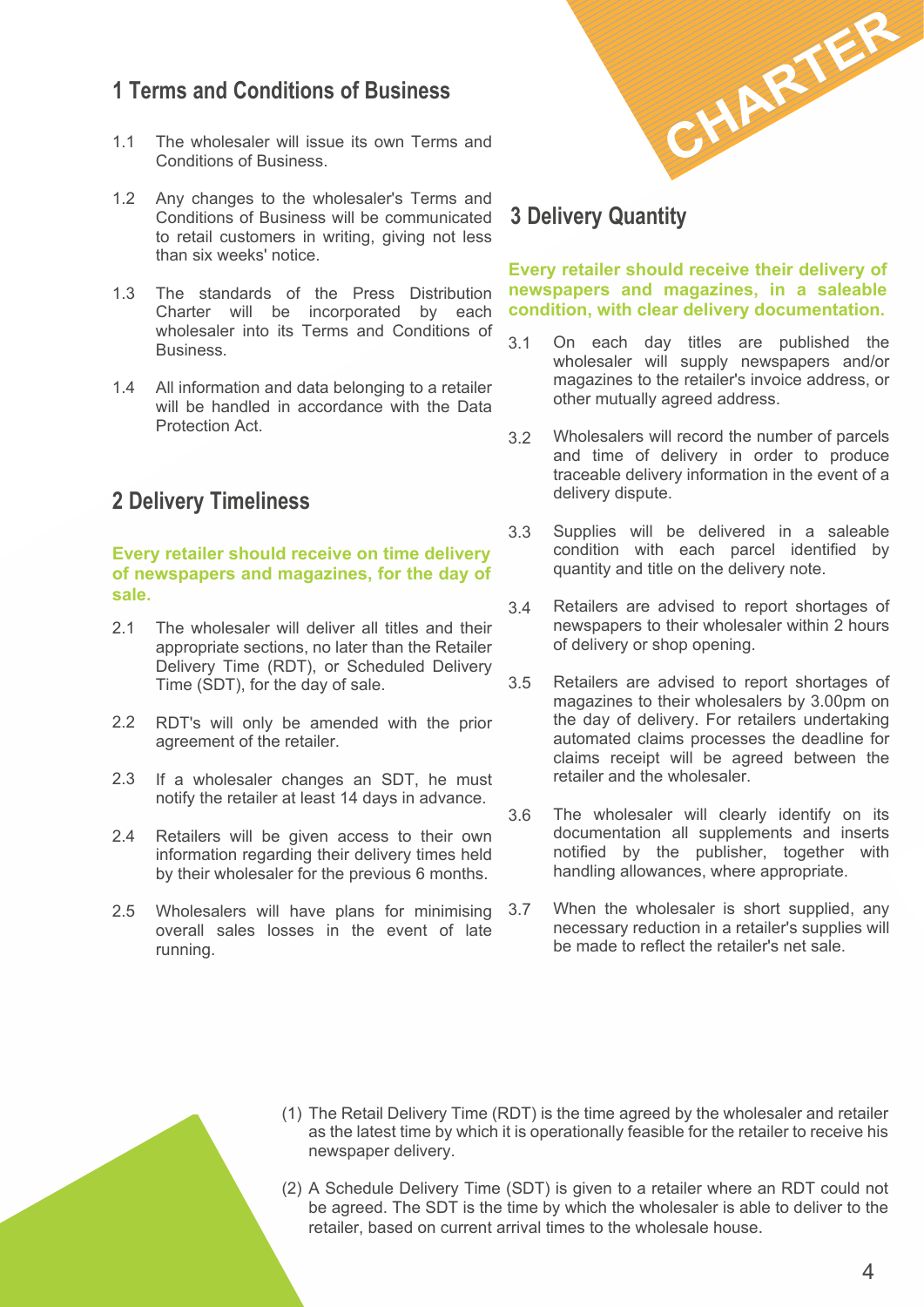## 1 Terms and Conditions of Business

1.1 The wholesaler will issue its own Terms and Conditions of Business.

1.2 Any changes to the wholesaler's Terms and Conditions of Business will be communicated to retail customers in writing, giving not less than six weeks' notice.

1.3 The standards of the Press Distribution Charter will be incorporated by each wholesaler into its Terms and Conditions of Business.

1.4 All information and data belonging to a retailer will be handled in accordance with the Data Protection Act.

## 2 Delivery Timeliness

**Every retailer should receive on time delivery of newspapers and magazines, for the day of sale.**

2.1 The wholesaler will deliver all titles and their appropriate sections, no later than the Retailer Delivery Time (RDT), or Scheduled Delivery Time (SDT), for the day of sale.

2.2 RDT's will only be amended with the prior agreement of the retailer.

2.3 If a wholesaler changes an SDT, he must notify the retailer at least 14 days in advance.

2.4 Retailers will be given access to their own information regarding their delivery times held by their wholesaler for the previous 6 months.

2.5 Wholesalers will have plans for minimising overall sales losses in the event of late running.

CHARTER

## 3 Delivery Quantity

**Every retailer should receive their delivery of newspapers and magazines, in a saleable condition, with clear delivery documentation.**

3.1 On each day titles are published the wholesaler will supply newspapers and/or magazines to the retailer's invoice address, or other mutually agreed address.

3.2 Wholesalers will record the number of parcels and time of delivery in order to produce traceable delivery information in the event of a delivery dispute.

3.3 Supplies will be delivered in a saleable condition with each parcel identified by quantity and title on the delivery note.

3.4 Retailers are advised to report shortages of newspapers to their wholesaler within 2 hours of delivery or shop opening.

3.5 Retailers are advised to report shortages of magazines to their wholesalers by 3.00pm on the day of delivery. For retailers undertaking automated claims processes the deadline for claims receipt will be agreed between the retailer and the wholesaler.

3.6 The wholesaler will clearly identify on its documentation all supplements and inserts notified by the publisher, together with handling allowances, where appropriate.

3.7 When the wholesaler is short supplied, any necessary reduction in a retailer's supplies will be made to reflect the retailer's net sale.

(1) The Retail Delivery Time (RDT) is the time agreed by the wholesaler and retailer as the latest time by which it is operationally feasible for the retailer to receive his newspaper delivery.

(2) A Schedule Delivery Time (SDT) is given to a retailer where an RDT could not be agreed. The SDT is the time by which the wholesaler is able to deliver to the retailer, based on current arrival times to the wholesale house.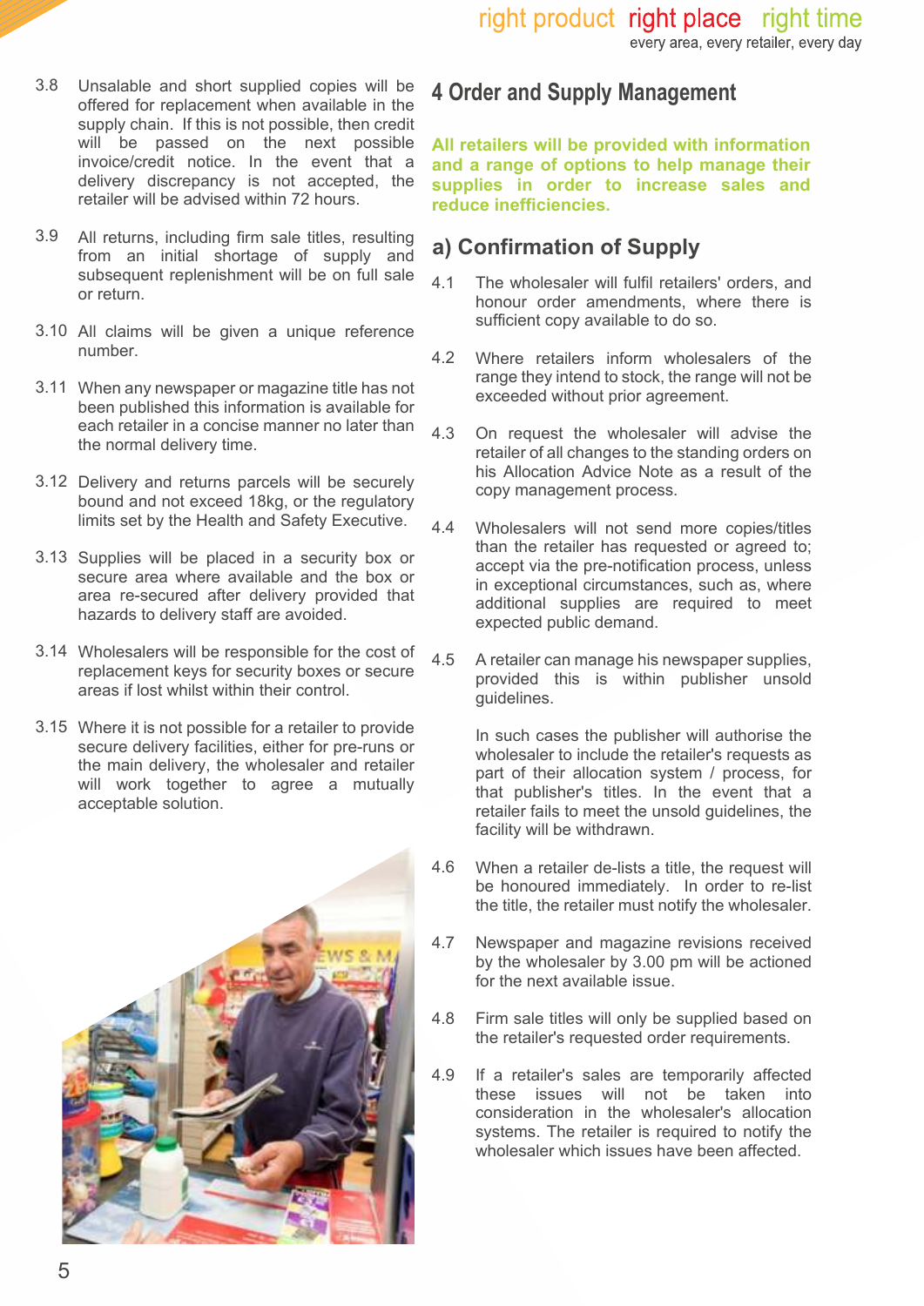3.8 Unsalable and short supplied copies will be offered for replacement when available in the supply chain. If this is not possible, then credit will be passed on the next possible invoice/credit notice. In the event that a delivery discrepancy is not accepted, the retailer will be advised within 72 hours.

3.9 All returns, including firm sale titles, resulting from an initial shortage of supply and subsequent replenishment will be on full sale or return.

3.10 All claims will be given a unique reference number.

3.11 When any newspaper or magazine title has not been published this information is available for each retailer in a concise manner no later than the normal delivery time.

3.12 Delivery and returns parcels will be securely bound and not exceed 18kg, or the regulatory limits set by the Health and Safety Executive.

3.13 Supplies will be placed in a security box or secure area where available and the box or area re-secured after delivery provided that hazards to delivery staff are avoided.

3.14 Wholesalers will be responsible for the cost of replacement keys for security boxes or secure areas if lost whilst within their control.

3.15 Where it is not possible for a retailer to provide secure delivery facilities, either for pre-runs or the main delivery, the wholesaler and retailer will work together to agree a mutually acceptable solution.

# 4 Order and Supply Management

**All retailers will be provided with information and a range of options to help manage their supplies in order to increase sales and reduce inefficiencies.**

## a) Confirmation of Supply

4.1 The wholesaler will fulfil retailers' orders, and honour order amendments, where there is sufficient copy available to do so.

4.2 Where retailers inform wholesalers of the range they intend to stock, the range will not be exceeded without prior agreement.

4.3 On request the wholesaler will advise the retailer of all changes to the standing orders on his Allocation Advice Note as a result of the copy management process.

4.4 Wholesalers will not send more copies/titles than the retailer has requested or agreed to; accept via the pre-notification process, unless in exceptional circumstances, such as, where additional supplies are required to meet expected public demand.

4.5 A retailer can manage his newspaper supplies, provided this is within publisher unsold guidelines.

In such cases the publisher will authorise the wholesaler to include the retailer's requests as part of their allocation system / process, for that publisher's titles. In the event that a retailer fails to meet the unsold guidelines, the facility will be withdrawn.

4.6 When a retailer de-lists a title, the request will be honoured immediately. In order to re-list the title, the retailer must notify the wholesaler.

4.7 Newspaper and magazine revisions received by the wholesaler by 3.00 pm will be actioned for the next available issue.

4.8 Firm sale titles will only be supplied based on the retailer's requested order requirements.

4.9 If a retailer's sales are temporarily affected these issues will not be taken into consideration in the wholesaler's allocation systems. The retailer is required to notify the wholesaler which issues have been affected.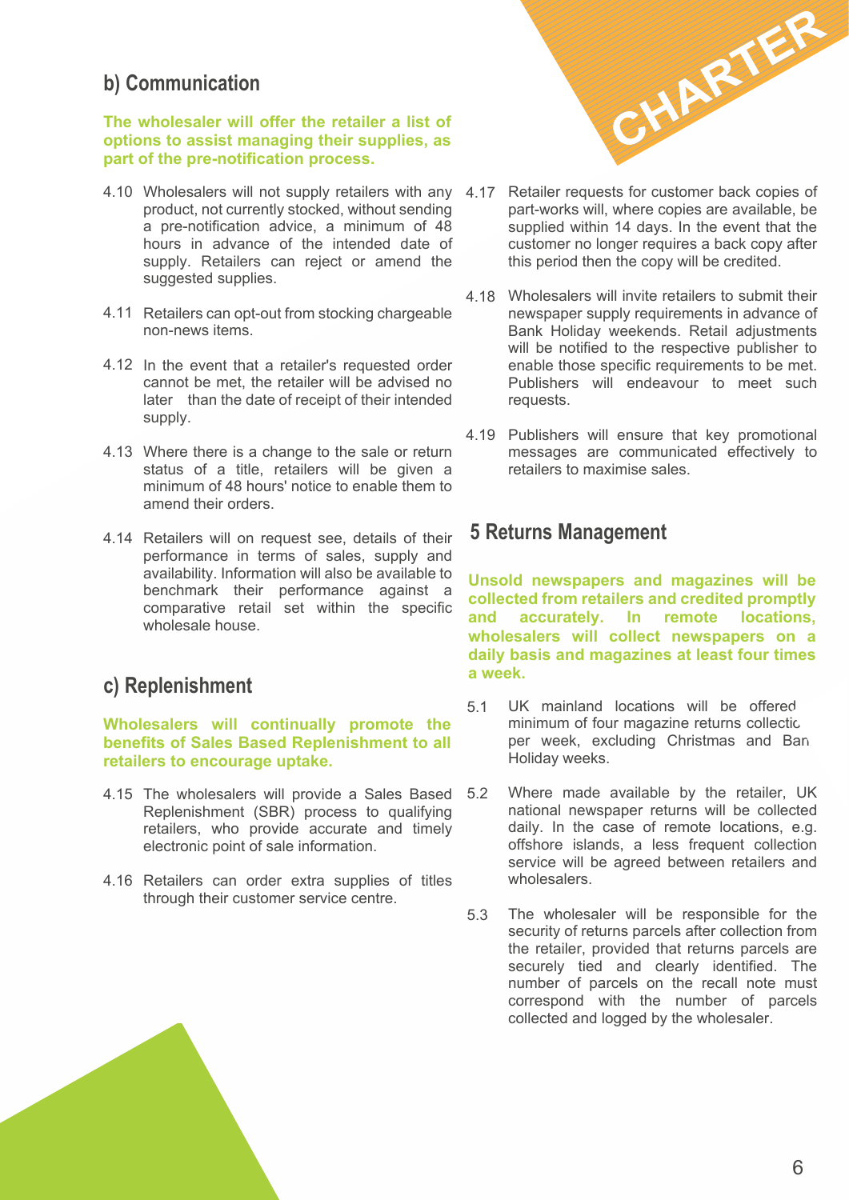## b) Communication

**The wholesaler will offer the retailer a list of options to assist managing their supplies, as part of the pre-notification process.**

4.10 Wholesalers will not supply retailers with any product, not currently stocked, without sending a pre-notification advice, a minimum of 48 hours in advance of the intended date of supply. Retailers can reject or amend the suggested supplies.

4.11 Retailers can opt-out from stocking chargeable non-news items.

4.12 In the event that a retailer's requested order cannot be met, the retailer will be advised no later than the date of receipt of their intended supply.

4.13 Where there is a change to the sale or return status of a title, retailers will be given a minimum of 48 hours' notice to enable them to amend their orders.

4.14 Retailers will on request see, details of their performance in terms of sales, supply and availability. Information will also be available to benchmark their performance against a comparative retail set within the specific wholesale house.

## c) Replenishment

**Wholesalers will continually promote the benefits of Sales Based Replenishment to all retailers to encourage uptake.**

4.15 The wholesalers will provide a Sales Based Replenishment (SBR) process to qualifying retailers, who provide accurate and timely electronic point of sale information.

4.16 Retailers can order extra supplies of titles through their customer service centre.

4.17 Retailer requests for customer back copies of part-works will, where copies are available, be supplied within 14 days. In the event that the customer no longer requires a back copy after this period then the copy will be credited.

4.18 Wholesalers will invite retailers to submit their newspaper supply requirements in advance of Bank Holiday weekends. Retail adjustments will be notified to the respective publisher to enable those specific requirements to be met. Publishers will endeavour to meet such requests.

4.19 Publishers will ensure that key promotional messages are communicated effectively to retailers to maximise sales.

## 5 Returns Management

**Unsold newspapers and magazines will be collected from retailers and credited promptly and accurately. In remote locations, wholesalers will collect newspapers on a daily basis and magazines at least four times a week.**

5.1 UK mainland locations will be offered minimum of four magazine returns collectio per week, excluding Christmas and Ban Holiday weeks.

5.2 Where made available by the retailer, UK national newspaper returns will be collected daily. In the case of remote locations, e.g. offshore islands, a less frequent collection service will be agreed between retailers and wholesalers.

5.3 The wholesaler will be responsible for the security of returns parcels after collection from the retailer, provided that returns parcels are securely tied and clearly identified. The number of parcels on the recall note must correspond with the number of parcels collected and logged by the wholesaler.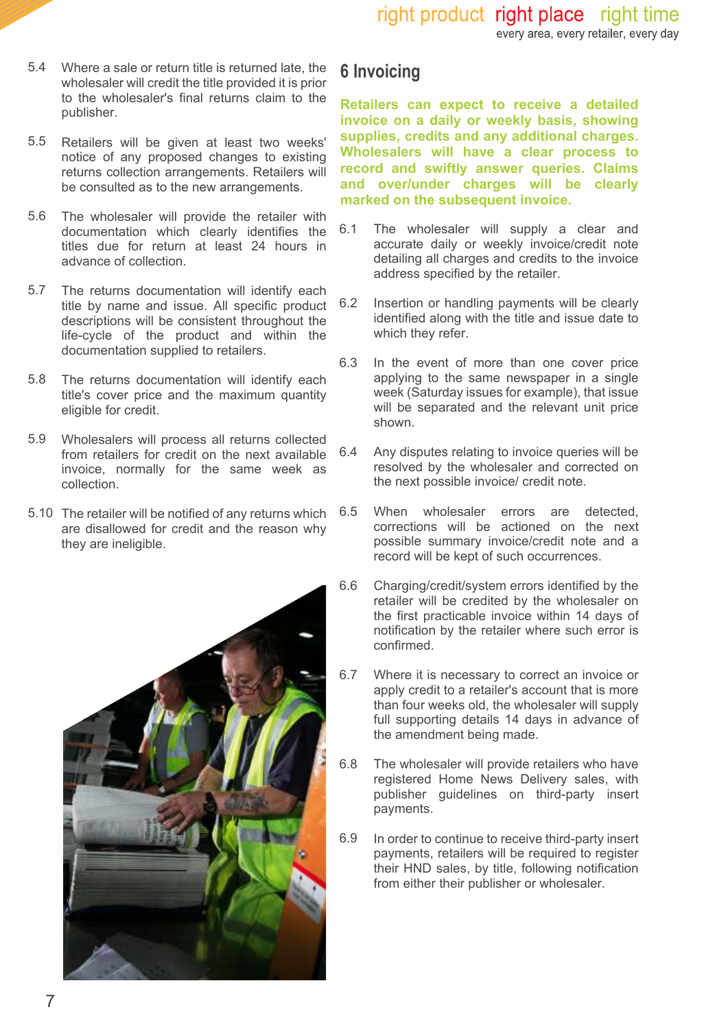5.4 Where a sale or return title is returned late, the wholesaler will credit the title provided it is prior to the wholesaler's final returns claim to the publisher.

5.5 Retailers will be given at least two weeks' notice of any proposed changes to existing returns collection arrangements. Retailers will be consulted as to the new arrangements.

5.6 The wholesaler will provide the retailer with documentation which clearly identifies the titles due for return at least 24 hours in advance of collection.

5.7 The returns documentation will identify each title by name and issue. All specific product descriptions will be consistent throughout the life-cycle of the product and within the documentation supplied to retailers.

5.8 The returns documentation will identify each title's cover price and the maximum quantity eligible for credit.

5.9 Wholesalers will process all returns collected from retailers for credit on the next available invoice, normally for the same week as collection.

5.10 The retailer will be notified of any returns which are disallowed for credit and the reason why they are ineligible.

## 6 Invoicing

**Retailers can expect to receive a detailed invoice on a daily or weekly basis, showing supplies, credits and any additional charges. Wholesalers will have a clear process to record and swiftly answer queries. Claims and over/under charges will be clearly marked on the subsequent invoice.**

6.1 The wholesaler will supply a clear and accurate daily or weekly invoice/credit note detailing all charges and credits to the invoice address specified by the retailer.

6.2 Insertion or handling payments will be clearly identified along with the title and issue date to which they refer.

6.3 In the event of more than one cover price applying to the same newspaper in a single week (Saturday issues for example), that issue will be separated and the relevant unit price shown.

6.4 Any disputes relating to invoice queries will be resolved by the wholesaler and corrected on the next possible invoice/ credit note.

6.5 When wholesaler errors are detected, corrections will be actioned on the next possible summary invoice/credit note and a record will be kept of such occurrences.

6.6 Charging/credit/system errors identified by the retailer will be credited by the wholesaler on the first practicable invoice within 14 days of notification by the retailer where such error is confirmed.

6.7 Where it is necessary to correct an invoice or apply credit to a retailer's account that is more than four weeks old, the wholesaler will supply full supporting details 14 days in advance of the amendment being made.

6.8 The wholesaler will provide retailers who have registered Home News Delivery sales, with publisher guidelines on third-party insert payments.

6.9 In order to continue to receive third-party insert payments, retailers will be required to register their HND sales, by title, following notification from either their publisher or wholesaler.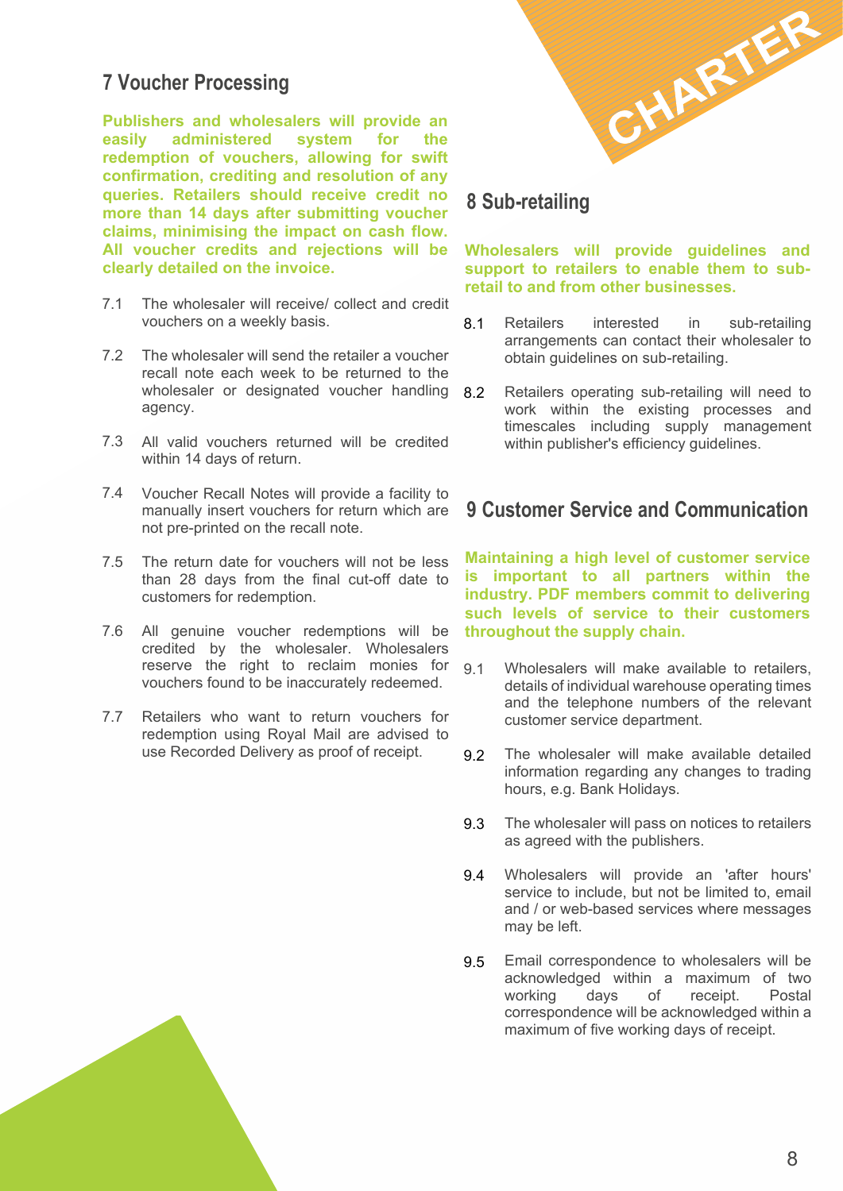## 7 Voucher Processing

**Publishers and wholesalers will provide an easily administered system for the redemption of vouchers, allowing for swift confirmation, crediting and resolution of any queries. Retailers should receive credit no more than 14 days after submitting voucher claims, minimising the impact on cash flow. All voucher credits and rejections will be clearly detailed on the invoice.**

7.1 The wholesaler will receive/ collect and credit vouchers on a weekly basis.

7.2 The wholesaler will send the retailer a voucher recall note each week to be returned to the wholesaler or designated voucher handling agency.

7.3 All valid vouchers returned will be credited within 14 days of return.

7.4 Voucher Recall Notes will provide a facility to manually insert vouchers for return which are not pre-printed on the recall note.

7.5 The return date for vouchers will not be less than 28 days from the final cut-off date to customers for redemption.

7.6 All genuine voucher redemptions will be credited by the wholesaler. Wholesalers reserve the right to reclaim monies for vouchers found to be inaccurately redeemed.

7.7 Retailers who want to return vouchers for redemption using Royal Mail are advised to use Recorded Delivery as proof of receipt.

## 8 Sub-retailing

**Wholesalers will provide guidelines and support to retailers to enable them to sub-retail to and from other businesses.**

8.1 Retailers interested in sub-retailing arrangements can contact their wholesaler to obtain guidelines on sub-retailing.

8.2 Retailers operating sub-retailing will need to work within the existing processes and timescales including supply management within publisher's efficiency guidelines.

## 9 Customer Service and Communication

**Maintaining a high level of customer service is important to all partners within the industry. PDF members commit to delivering such levels of service to their customers throughout the supply chain.**

9.1 Wholesalers will make available to retailers, details of individual warehouse operating times and the telephone numbers of the relevant customer service department.

9.2 The wholesaler will make available detailed information regarding any changes to trading hours, e.g. Bank Holidays.

9.3 The wholesaler will pass on notices to retailers as agreed with the publishers.

9.4 Wholesalers will provide an 'after hours' service to include, but not be limited to, email and / or web-based services where messages may be left.

9.5 Email correspondence to wholesalers will be acknowledged within a maximum of two working days of receipt. Postal correspondence will be acknowledged within a maximum of five working days of receipt.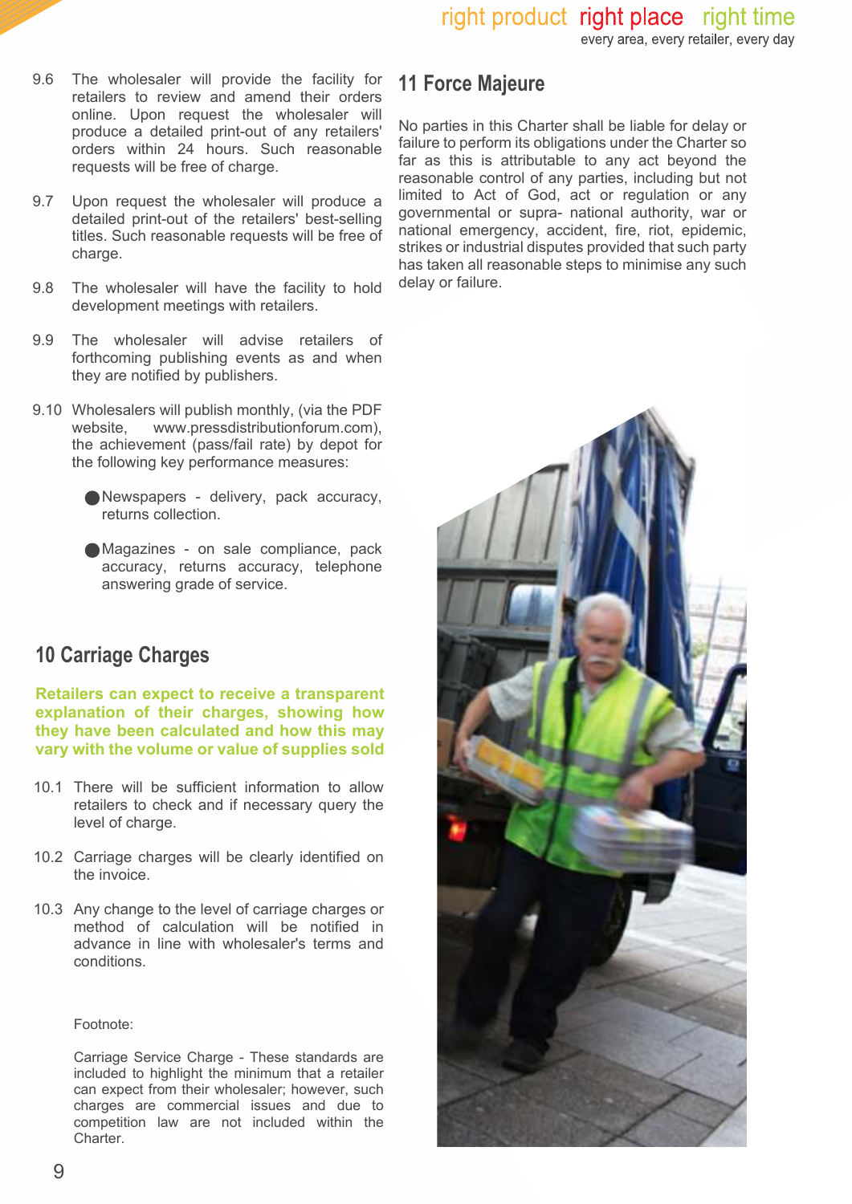9.6 The wholesaler will provide the facility for retailers to review and amend their orders online. Upon request the wholesaler will produce a detailed print-out of any retailers' orders within 24 hours. Such reasonable requests will be free of charge.

9.7 Upon request the wholesaler will produce a detailed print-out of the retailers' best-selling titles. Such reasonable requests will be free of charge.

9.8 The wholesaler will have the facility to hold development meetings with retailers.

9.9 The wholesaler will advise retailers of forthcoming publishing events as and when they are notified by publishers.

9.10 Wholesalers will publish monthly, (via the PDF website, www.pressdistributionforum.com), the achievement (pass/fail rate) by depot for the following key performance measures:

- Newspapers - delivery, pack accuracy, returns collection.
- Magazines - on sale compliance, pack accuracy, returns accuracy, telephone answering grade of service.

## 10 Carriage Charges

**Retailers can expect to receive a transparent explanation of their charges, showing how they have been calculated and how this may vary with the volume or value of supplies sold**

10.1 There will be sufficient information to allow retailers to check and if necessary query the level of charge.

10.2 Carriage charges will be clearly identified on the invoice.

10.3 Any change to the level of carriage charges or method of calculation will be notified in advance in line with wholesaler's terms and conditions.

Footnote:

Carriage Service Charge - These standards are included to highlight the minimum that a retailer can expect from their wholesaler; however, such charges are commercial issues and due to competition law are not included within the Charter.

## 11 Force Majeure

No parties in this Charter shall be liable for delay or failure to perform its obligations under the Charter so far as this is attributable to any act beyond the reasonable control of any parties, including but not limited to Act of God, act or regulation or any governmental or supra- national authority, war or national emergency, accident, fire, riot, epidemic, strikes or industrial disputes provided that such party has taken all reasonable steps to minimise any such delay or failure.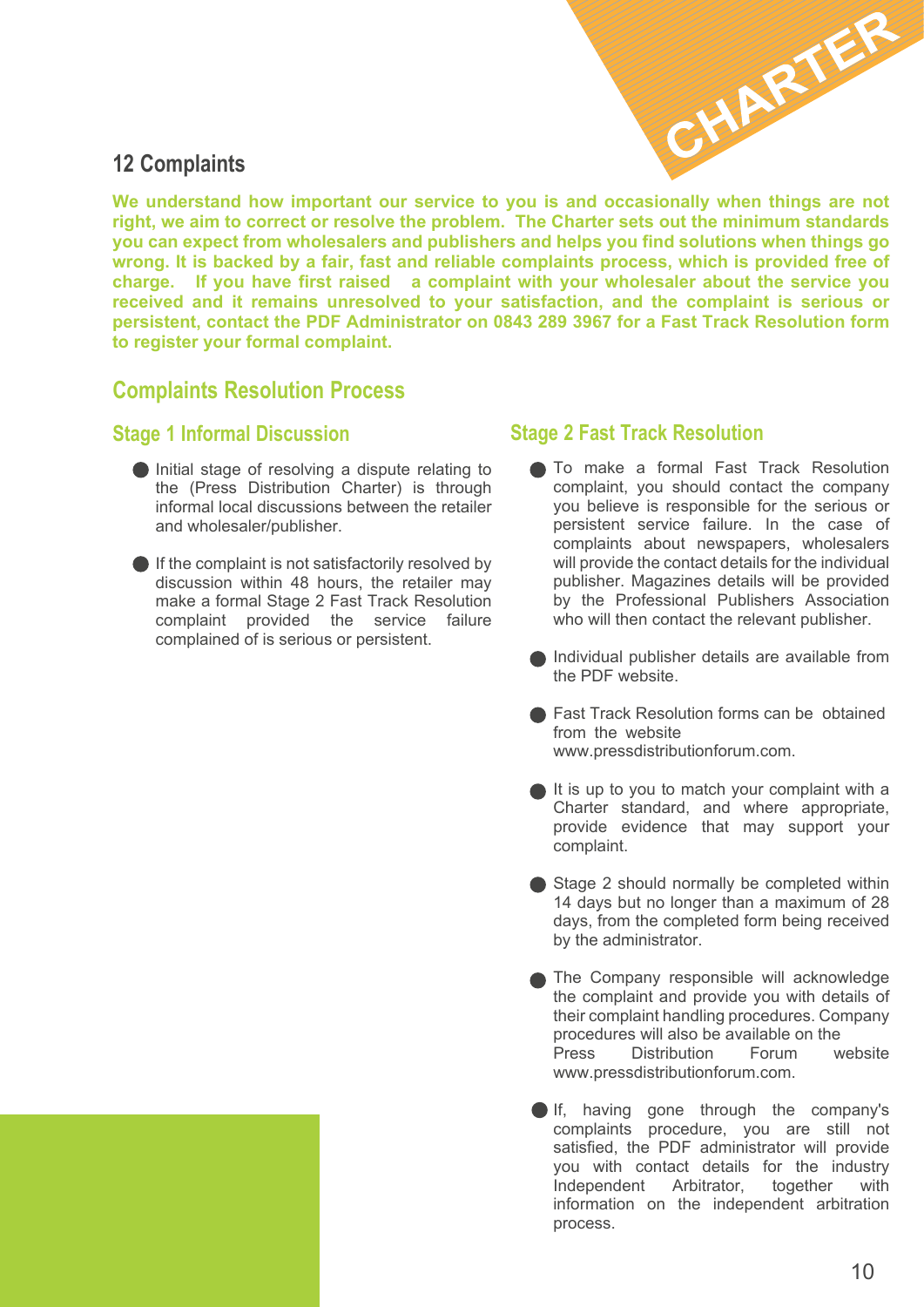## 12 Complaints

**We understand how important our service to you is and occasionally when things are not right, we aim to correct or resolve the problem. The Charter sets out the minimum standards you can expect from wholesalers and publishers and helps you find solutions when things go wrong. It is backed by a fair, fast and reliable complaints process, which is provided free of charge. If you have first raised a complaint with your wholesaler about the service you received and it remains unresolved to your satisfaction, and the complaint is serious or persistent, contact the PDF Administrator on 0843 289 3967 for a Fast Track Resolution form to register your formal complaint.**

## Complaints Resolution Process

### Stage 1 Informal Discussion

- Initial stage of resolving a dispute relating to the (Press Distribution Charter) is through informal local discussions between the retailer and wholesaler/publisher.
- If the complaint is not satisfactorily resolved by discussion within 48 hours, the retailer may make a formal Stage 2 Fast Track Resolution complaint provided the service failure complained of is serious or persistent.

### Stage 2 Fast Track Resolution

- To make a formal Fast Track Resolution complaint, you should contact the company you believe is responsible for the serious or persistent service failure. In the case of complaints about newspapers, wholesalers will provide the contact details for the individual publisher. Magazines details will be provided by the Professional Publishers Association who will then contact the relevant publisher.
- Individual publisher details are available from the PDF website.
- Fast Track Resolution forms can be obtained from the website www.pressdistributionforum.com.
- It is up to you to match your complaint with a Charter standard, and where appropriate, provide evidence that may support your complaint.
- Stage 2 should normally be completed within 14 days but no longer than a maximum of 28 days, from the completed form being received by the administrator.
- The Company responsible will acknowledge the complaint and provide you with details of their complaint handling procedures. Company procedures will also be available on the Press Distribution Forum website www.pressdistributionforum.com.
- If, having gone through the company's complaints procedure, you are still not satisfied, the PDF administrator will provide you with contact details for the industry Independent Arbitrator, together with information on the independent arbitration process.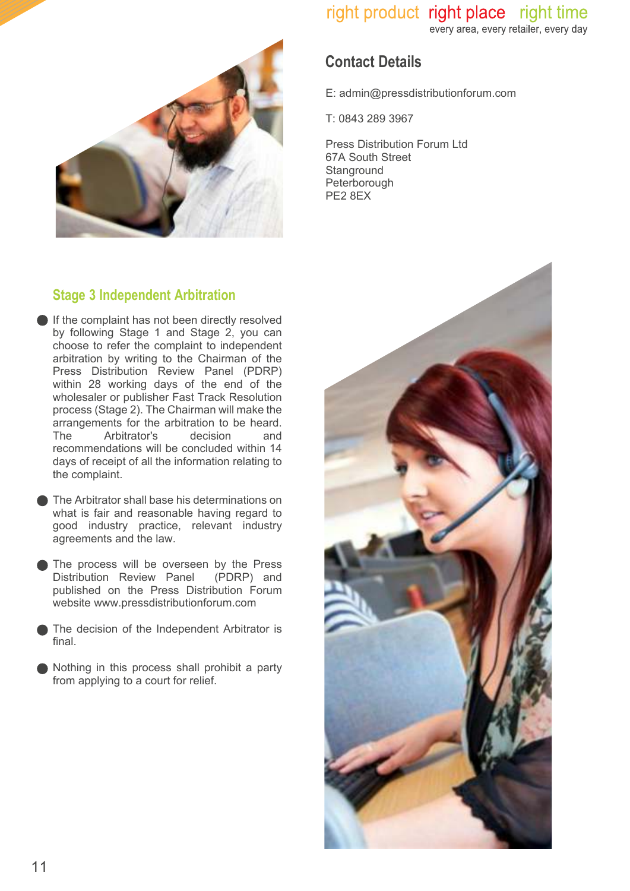right product right place right time
every area, every retailer, every day

## Contact Details

E: admin@pressdistributionforum.com

T: 0843 289 3967

Press Distribution Forum Ltd
67A South Street
Stanground
Peterborough
PE2 8EX

## Stage 3 Independent Arbitration

- If the complaint has not been directly resolved by following Stage 1 and Stage 2, you can choose to refer the complaint to independent arbitration by writing to the Chairman of the Press Distribution Review Panel (PDRP) within 28 working days of the end of the wholesaler or publisher Fast Track Resolution process (Stage 2). The Chairman will make the arrangements for the arbitration to be heard. The Arbitrator's decision and recommendations will be concluded within 14 days of receipt of all the information relating to the complaint.
- The Arbitrator shall base his determinations on what is fair and reasonable having regard to good industry practice, relevant industry agreements and the law.
- The process will be overseen by the Press Distribution Review Panel (PDRP) and published on the Press Distribution Forum website www.pressdistributionforum.com
- The decision of the Independent Arbitrator is final.
- Nothing in this process shall prohibit a party from applying to a court for relief.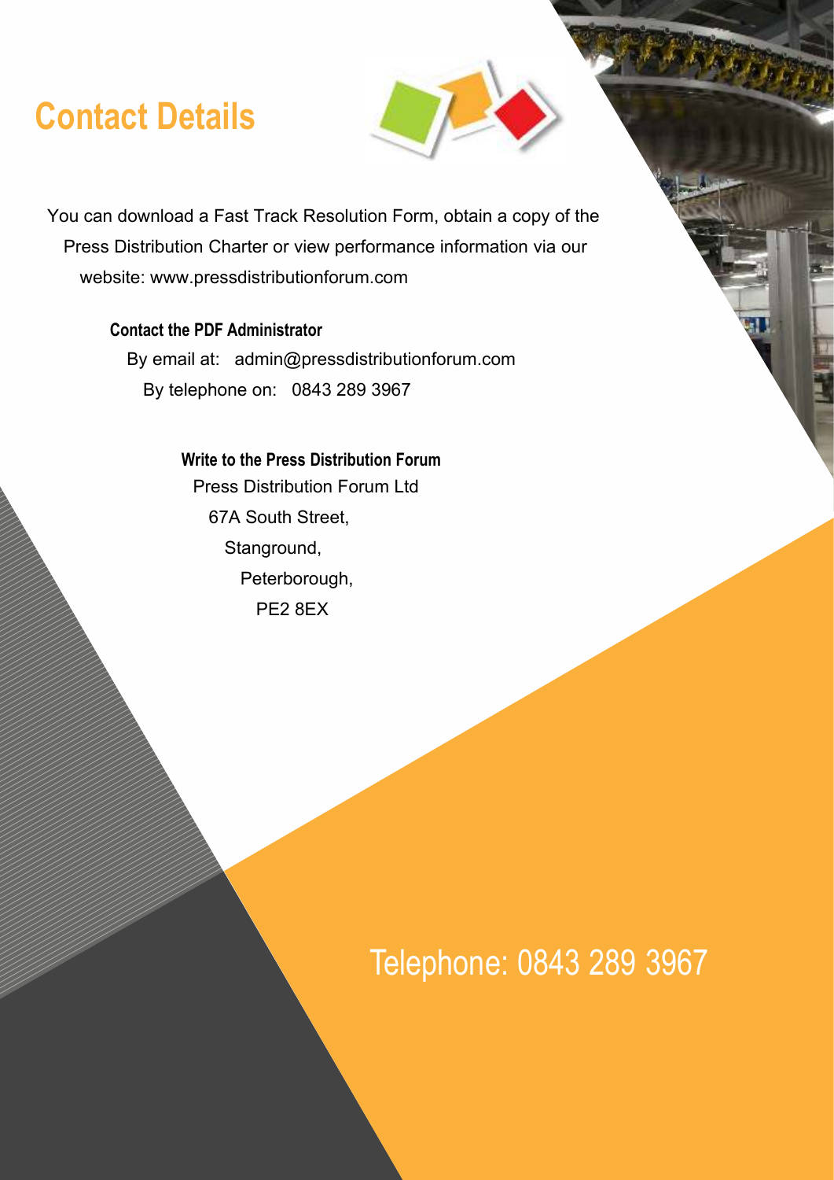# Contact Details

You can download a Fast Track Resolution Form, obtain a copy of the Press Distribution Charter or view performance information via our website: www.pressdistributionforum.com

**Contact the PDF Administrator**

By email at: admin@pressdistributionforum.com

By telephone on: 0843 289 3967

**Write to the Press Distribution Forum**

Press Distribution Forum Ltd

67A South Street,

Stanground,

Peterborough,

PE2 8EX

Telephone: 0843 289 3967